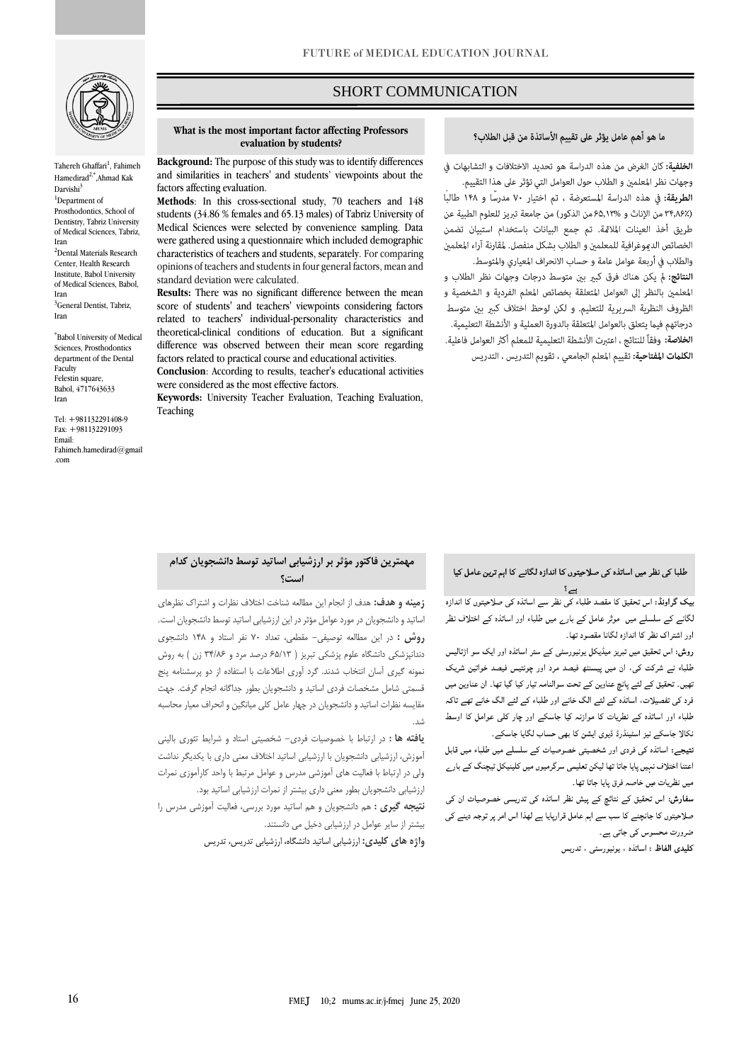# SHORT COMMUNICATION

## What is the most important factor affecting Professors evaluation by students?

Tahereh Ghaffari[1], Fahimeh Hamedirad[2,*], Ahmad Kak Darvishi[3]

[1]Department of Prosthodontics, School of Dentistry, Tabriz University of Medical Sciences, Tabriz, Iran

[2]Dental Materials Research Center, Health Research Institute, Babol University of Medical Sciences, Babol, Iran

[3]General Dentist, Tabriz, Iran

[*]Babol University of Medical Sciences, Prosthodontics department of the Dental Faculty
Felestin square,
Babol, 4717643633
Iran

Tel: +981132291408-9
Fax: +981132291093
Email:
Fahimeh.hamedirad@gmail.com

**Background:** The purpose of this study was to identify differences and similarities in teachers' and students' viewpoints about the factors affecting evaluation.

**Methods**: In this cross-sectional study, 70 teachers and 148 students (34.86 % females and 65.13 males) of Tabriz University of Medical Sciences were selected by convenience sampling. Data were gathered using a questionnaire which included demographic characteristics of teachers and students, separately. For comparing opinions of teachers and students in four general factors, mean and standard deviation were calculated.

**Results:** There was no significant difference between the mean score of students' and teachers' viewpoints considering factors related to teachers' individual-personality characteristics and theoretical-clinical conditions of education. But a significant difference was observed between their mean score regarding factors related to practical course and educational activities.

**Conclusion**: According to results, teacher's educational activities were considered as the most effective factors.

**Keywords:** University Teacher Evaluation, Teaching Evaluation, Teaching

## ما هو أهم عامل يؤثر على تقييم الأساتذة من قبل الطلاب؟

**الخلفية:** كان الغرض من هذه الدراسة هو تحديد الاختلافات و التشابهات في وجهات نظر المعلمين و الطلاب حول العوامل التي تؤثر على هذا التقييم.

**الطريقة:** في هذه الدراسة المستعرضة ، تم اختيار ٧٠ مدرسًا و ١٤٨ طالبًا (٣٤،٨٦٪ من الإناث و ٦٥،١٣٪ من الذكور) من جامعة تبريز للعلوم الطبية عن طريق أخذ العينات الملائمة. تم جمع البيانات باستخدام استبيان تضمن الخصائص الديموغرافية للمعلمين و الطلاب بشكل منفصل. لمقارنة آراء المعلمين والطلاب في أربعة عوامل عامة و حساب الانحراف المعياري والمتوسط.

**النتائج:** لم يكن هناك فرق كبير بين متوسط درجات وجهات نظر الطلاب و المعلمين بالنظر إلى العوامل المتعلقة بخصائص المعلم الفردية و الشخصية و الظروف النظرية السريرية للتعليم. و لكن لوحظ اختلاف كبير بين متوسط درجاتهم فيما يتعلق بالعوامل المتعلقة بالدورة العملية و الأنشطة التعليمية.

**الخلاصة:** وفقاً للنتائج ، اعتبرت الأنشطة التعليمية للمعلم أكثر العوامل فاعلية.

**الكلمات المفتاحية:** تقييم المعلم الجامعي ، تقويم التدريس ، التدريس

## مهمترین فاکتور مؤثر بر ارزشیابی اساتید توسط دانشجویان کدام است؟

**زمینه و هدف:** هدف از انجام این مطالعه شناخت اختلاف نظرات و اشتراک نظرهای اساتید و دانشجویان در مورد عوامل مؤثر در این ارزشیابی اساتید توسط دانشجویان است.

**روش :** در این مطالعه توصیفی- مقطعی، تعداد ۷۰ نفر استاد و ۱۴۸ دانشجوی دندانپزشکی دانشگاه علوم پزشکی تبریز ( ۶۵/۱۳ درصد مرد و ۳۴/۸۶ زن ) به روش نمونه گیری آسان انتخاب شدند. گرد آوری اطلاعات با استفاده از دو پرسشنامه پنج قسمتی شامل مشخصات فردی اساتید و دانشجویان بطور جداگانه انجام گرفت. جهت مقایسه نظرات اساتید و دانشجویان در چهار عامل کلی میانگین و انحراف معیار محاسبه شد.

**یافته ها :** در ارتباط با خصوصیات فردی- شخصیتی استاد و شرایط تئوری بالینی آموزش، ارزشیابی دانشجویان با ارزشیابی اساتید اختلاف معنی داری با یکدیگر نداشت ولی در ارتباط با فعالیت های آموزشی مدرس و عوامل مرتبط با واحد کارآموزی نمرات ارزشیابی دانشجویان بطور معنی داری بیشتر از نمرات ارزشیابی اساتید بود.

**نتیجه گیری :** هم دانشجویان و هم اساتید مورد بررسی، فعالیت آموزشی مدرس را بیشتر از سایر عوامل در ارزشیابی دخیل می دانستند.

**واژه های کلیدی:** ارزشیابی اساتید دانشگاه، ارزشیابی تدریس، تدریس

## طلبا کی نظر میں اساتذہ کی صلاحیتوں کا اندازہ لگانے کا اہم ترین عامل کیا ہے؟

**بیک گراونڈ:** اس تحقیق کا مقصد طلباء کی نظر سے اساتذہ کی صلاحیتوں کا اندازہ لگانے کے سلسلے میں موثر عامل کے بارے میں طلباء اور اساتذہ کے اختلاف نظر اور اشتراک نظر کا اندازہ لگانا مقصود تھا۔

**روش:** اس تحقیق میں تبریز میڈیکل یونیورسٹی کے ستر اساتذہ اور ایک سو اڑتالیس طلباء نے شرکت کی، ان میں پیسنٹھ فیصد مرد اور چونتیس فیصد خواتین شریک تھیں۔ تحقیق کے لئے پانچ عناوین کے تحت سوالنامہ تیار کیا گیا تھا۔ ان عناوین میں فرد کی تفصیلات، اساتذہ کے لئے الگ خانے اور طلباء کے لئے الگ خانے تھے تاکہ طلباء اور اساتذہ کے نظریات کا موازنہ کیا جاسکے اور چار کلی عوامل کا اوسط نکالا جاسکے نیز اسٹینڈرڈ ڈیوی ایشن کا بھی حساب لگایا جاسکے۔

**نتیجے:** اساتذہ کی فردی اور شخصیتی خصوصیات کے سلسلے میں طلباء میں قابل اعتنا اختلاف نہیں پایا جاتا تھا لیکن تعلیمی سرگرمیوں میں کلینیکل ٹیچنگ کے بارے میں نظریات میں خاصہ فرق پایا جاتا تھا۔

**سفارش:** اس تحقیق کے نتائج کے پیش نظر اساتذہ کی تدریسی خصوصیات ان کی صلاحیتوں کا جائچنے کی سب سے اہم عامل قرارپایا ہے لھذا اس امر پر توجہ دینے کی ضرورت محسوس کی جاتی ہے۔

**کلیدی الفاظ :** اساتذہ ، یونیورسٹی ، تدریس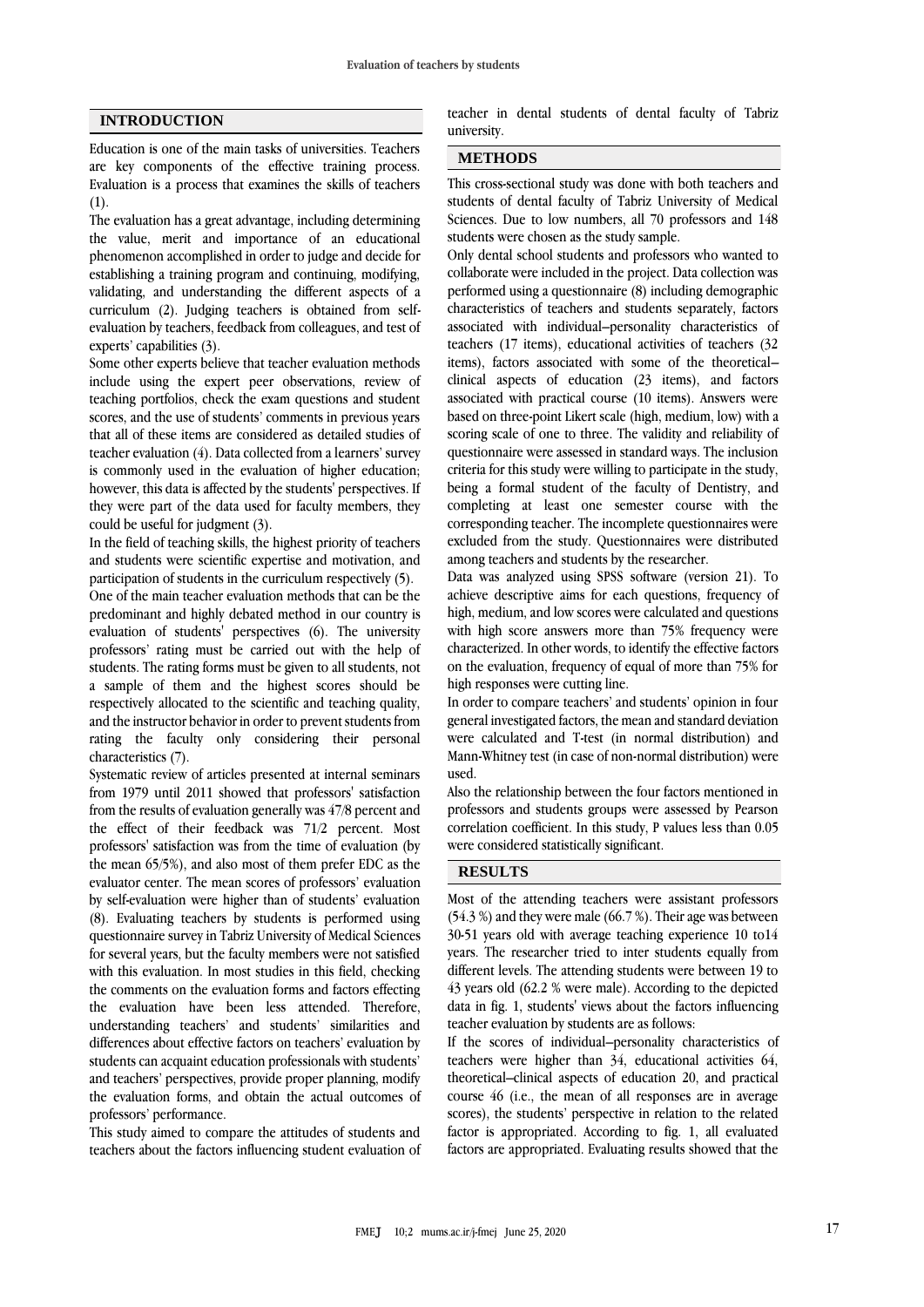## INTRODUCTION

Education is one of the main tasks of universities. Teachers are key components of the effective training process. Evaluation is a process that examines the skills of teachers (1).

The evaluation has a great advantage, including determining the value, merit and importance of an educational phenomenon accomplished in order to judge and decide for establishing a training program and continuing, modifying, validating, and understanding the different aspects of a curriculum (2). Judging teachers is obtained from self-evaluation by teachers, feedback from colleagues, and test of experts' capabilities (3).

Some other experts believe that teacher evaluation methods include using the expert peer observations, review of teaching portfolios, check the exam questions and student scores, and the use of students' comments in previous years that all of these items are considered as detailed studies of teacher evaluation (4). Data collected from a learners' survey is commonly used in the evaluation of higher education; however, this data is affected by the students' perspectives. If they were part of the data used for faculty members, they could be useful for judgment (3).

In the field of teaching skills, the highest priority of teachers and students were scientific expertise and motivation, and participation of students in the curriculum respectively (5).

One of the main teacher evaluation methods that can be the predominant and highly debated method in our country is evaluation of students' perspectives (6). The university professors' rating must be carried out with the help of students. The rating forms must be given to all students, not a sample of them and the highest scores should be respectively allocated to the scientific and teaching quality, and the instructor behavior in order to prevent students from rating the faculty only considering their personal characteristics (7).

Systematic review of articles presented at internal seminars from 1979 until 2011 showed that professors' satisfaction from the results of evaluation generally was 47/8 percent and the effect of their feedback was 71/2 percent. Most professors' satisfaction was from the time of evaluation (by the mean 65/5%), and also most of them prefer EDC as the evaluator center. The mean scores of professors' evaluation by self-evaluation were higher than of students' evaluation (8). Evaluating teachers by students is performed using questionnaire survey in Tabriz University of Medical Sciences for several years, but the faculty members were not satisfied with this evaluation. In most studies in this field, checking the comments on the evaluation forms and factors effecting the evaluation have been less attended. Therefore, understanding teachers' and students' similarities and differences about effective factors on teachers' evaluation by students can acquaint education professionals with students' and teachers' perspectives, provide proper planning, modify the evaluation forms, and obtain the actual outcomes of professors' performance.

This study aimed to compare the attitudes of students and teachers about the factors influencing student evaluation of teacher in dental students of dental faculty of Tabriz university.

## METHODS

This cross-sectional study was done with both teachers and students of dental faculty of Tabriz University of Medical Sciences. Due to low numbers, all 70 professors and 148 students were chosen as the study sample.

Only dental school students and professors who wanted to collaborate were included in the project. Data collection was performed using a questionnaire (8) including demographic characteristics of teachers and students separately, factors associated with individual–personality characteristics of teachers (17 items), educational activities of teachers (32 items), factors associated with some of the theoretical–clinical aspects of education (23 items), and factors associated with practical course (10 items). Answers were based on three-point Likert scale (high, medium, low) with a scoring scale of one to three. The validity and reliability of questionnaire were assessed in standard ways. The inclusion criteria for this study were willing to participate in the study, being a formal student of the faculty of Dentistry, and completing at least one semester course with the corresponding teacher. The incomplete questionnaires were excluded from the study. Questionnaires were distributed among teachers and students by the researcher.

Data was analyzed using SPSS software (version 21). To achieve descriptive aims for each questions, frequency of high, medium, and low scores were calculated and questions with high score answers more than 75% frequency were characterized. In other words, to identify the effective factors on the evaluation, frequency of equal of more than 75% for high responses were cutting line.

In order to compare teachers' and students' opinion in four general investigated factors, the mean and standard deviation were calculated and T-test (in normal distribution) and Mann-Whitney test (in case of non-normal distribution) were used.

Also the relationship between the four factors mentioned in professors and students groups were assessed by Pearson correlation coefficient. In this study, P values less than 0.05 were considered statistically significant.

## RESULTS

Most of the attending teachers were assistant professors (54.3 %) and they were male (66.7 %). Their age was between 30-51 years old with average teaching experience 10 to14 years. The researcher tried to inter students equally from different levels. The attending students were between 19 to 43 years old (62.2 % were male). According to the depicted data in fig. 1, students' views about the factors influencing teacher evaluation by students are as follows:

If the scores of individual–personality characteristics of teachers were higher than 34, educational activities 64, theoretical–clinical aspects of education 20, and practical course 46 (i.e., the mean of all responses are in average scores), the students' perspective in relation to the related factor is appropriated. According to fig. 1, all evaluated factors are appropriated. Evaluating results showed that the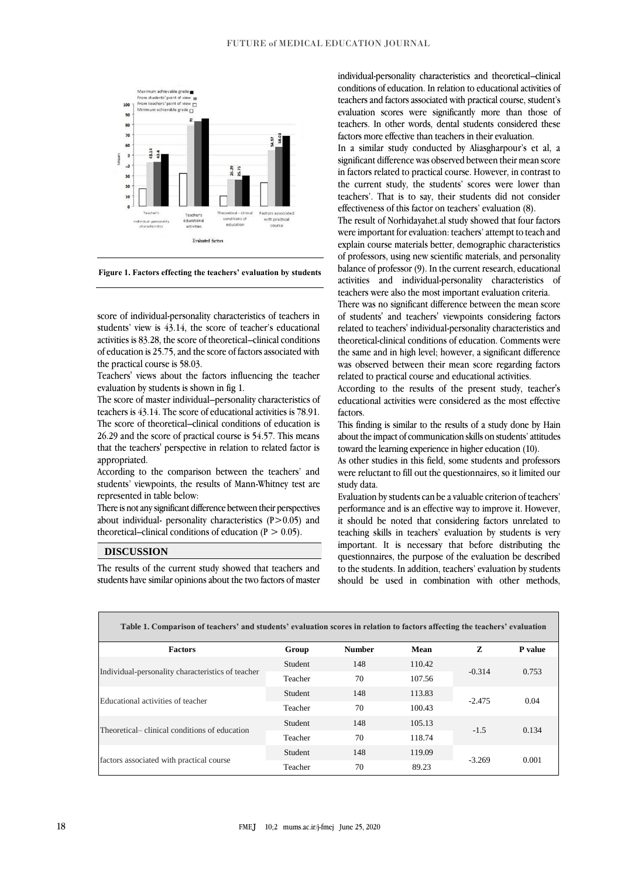Figure 1. Factors effecting the teachers' evaluation by students

score of individual-personality characteristics of teachers in students' view is 43.14, the score of teacher's educational activities is 83.28, the score of theoretical–clinical conditions of education is 25.75, and the score of factors associated with the practical course is 58.03.

Teachers' views about the factors influencing the teacher evaluation by students is shown in fig 1.

The score of master individual–personality characteristics of teachers is 43.14. The score of educational activities is 78.91. The score of theoretical–clinical conditions of education is 26.29 and the score of practical course is 54.57. This means that the teachers' perspective in relation to related factor is appropriated.

According to the comparison between the teachers' and students' viewpoints, the results of Mann-Whitney test are represented in table below:

There is not any significant difference between their perspectives about individual- personality characteristics ($P > 0.05$) and theoretical–clinical conditions of education ($P > 0.05$).

## DISCUSSION

The results of the current study showed that teachers and students have similar opinions about the two factors of master individual-personality characteristics and theoretical–clinical conditions of education. In relation to educational activities of teachers and factors associated with practical course, student's evaluation scores were significantly more than those of teachers. In other words, dental students considered these factors more effective than teachers in their evaluation.

In a similar study conducted by Aliasgharpour's et al, a significant difference was observed between their mean score in factors related to practical course. However, in contrast to the current study, the students' scores were lower than teachers'. That is to say, their students did not consider effectiveness of this factor on teachers' evaluation (8).

The result of Norhidayahet.al study showed that four factors were important for evaluation: teachers' attempt to teach and explain course materials better, demographic characteristics of professors, using new scientific materials, and personality balance of professor (9). In the current research, educational activities and individual-personality characteristics of teachers were also the most important evaluation criteria.

There was no significant difference between the mean score of students' and teachers' viewpoints considering factors related to teachers' individual-personality characteristics and theoretical-clinical conditions of education. Comments were the same and in high level; however, a significant difference was observed between their mean score regarding factors related to practical course and educational activities.

According to the results of the present study, teacher's educational activities were considered as the most effective factors.

This finding is similar to the results of a study done by Hain about the impact of communication skills on students' attitudes toward the learning experience in higher education (10).

As other studies in this field, some students and professors were reluctant to fill out the questionnaires, so it limited our study data.

Evaluation by students can be a valuable criterion of teachers' performance and is an effective way to improve it. However, it should be noted that considering factors unrelated to teaching skills in teachers' evaluation by students is very important. It is necessary that before distributing the questionnaires, the purpose of the evaluation be described to the students. In addition, teachers' evaluation by students should be used in combination with other methods,

**Table 1. Comparison of teachers' and students' evaluation scores in relation to factors affecting the teachers' evaluation**

| Factors | Group | Number | Mean | Z | P value |
|---|---|---|---|---|---|
| Individual-personality characteristics of teacher | Student | 148 | 110.42 | -0.314 | 0.753 |
| | Teacher | 70 | 107.56 | | |
| Educational activities of teacher | Student | 148 | 113.83 | -2.475 | 0.04 |
| | Teacher | 70 | 100.43 | | |
| Theoretical– clinical conditions of education | Student | 148 | 105.13 | -1.5 | 0.134 |
| | Teacher | 70 | 118.74 | | |
| factors associated with practical course | Student | 148 | 119.09 | -3.269 | 0.001 |
| | Teacher | 70 | 89.23 | | |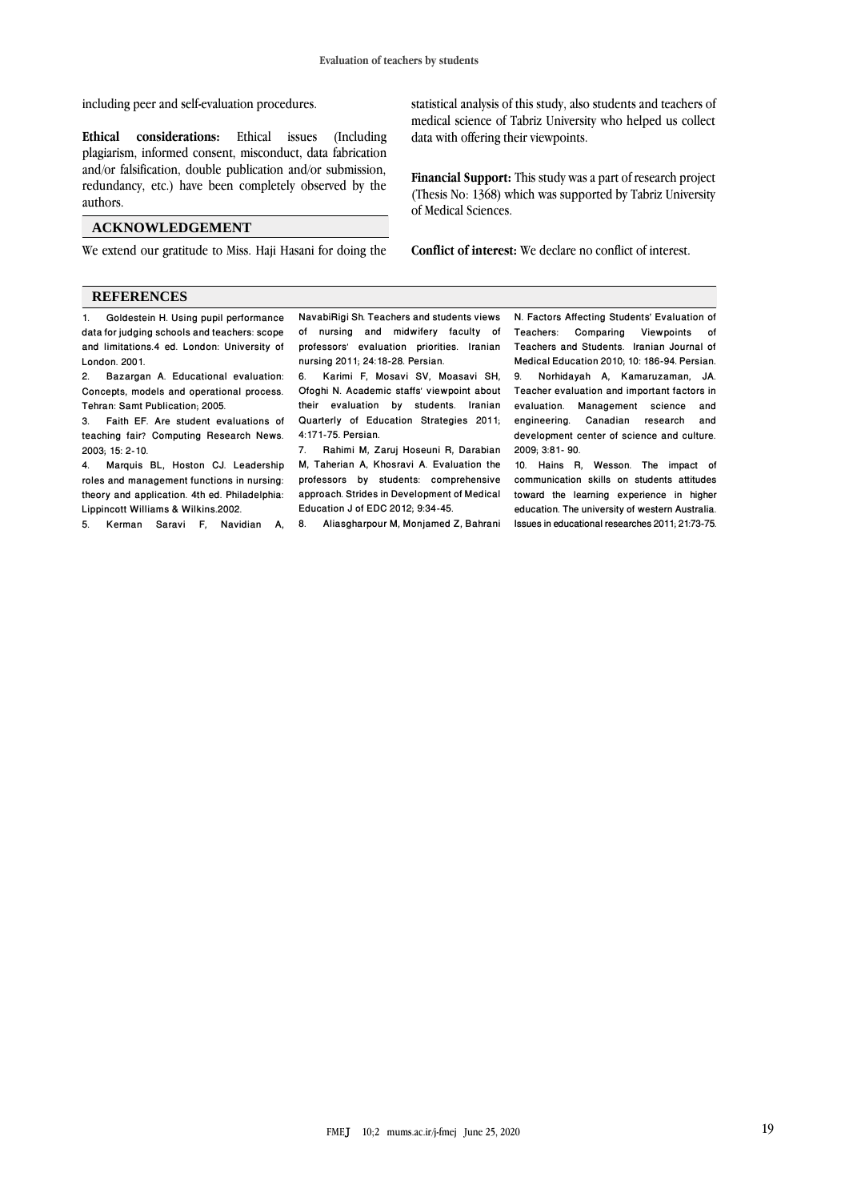including peer and self-evaluation procedures.

**Ethical considerations:** Ethical issues (Including plagiarism, informed consent, misconduct, data fabrication and/or falsification, double publication and/or submission, redundancy, etc.) have been completely observed by the authors.

## ACKNOWLEDGEMENT

We extend our gratitude to Miss. Haji Hasani for doing the statistical analysis of this study, also students and teachers of medical science of Tabriz University who helped us collect data with offering their viewpoints.

**Financial Support:** This study was a part of research project (Thesis No: 1368) which was supported by Tabriz University of Medical Sciences.

**Conflict of interest:** We declare no conflict of interest.

## REFERENCES

1. Goldestein H. Using pupil performance data for judging schools and teachers: scope and limitations.4 ed. London: University of London. 2001.
2. Bazargan A. Educational evaluation: Concepts, models and operational process. Tehran: Samt Publication; 2005.
3. Faith EF. Are student evaluations of teaching fair? Computing Research News. 2003; 15: 2-10.
4. Marquis BL, Hoston CJ. Leadership roles and management functions in nursing: theory and application. 4th ed. Philadelphia: Lippincott Williams & Wilkins.2002.
5. Kerman Saravi F, Navidian A, NavabiRigi Sh. Teachers and students views of nursing and midwifery faculty of professors' evaluation priorities. Iranian nursing 2011; 24:18-28. Persian.
6. Karimi F, Mosavi SV, Moasavi SH, Ofoghi N. Academic staffs' viewpoint about their evaluation by students. Iranian Quarterly of Education Strategies 2011; 4:171-75. Persian.
7. Rahimi M, Zaruj Hoseuni R, Darabian M, Taherian A, Khosravi A. Evaluation the professors by students: comprehensive approach. Strides in Development of Medical Education J of EDC 2012; 9:34-45.
8. Aliasgharpour M, Monjamed Z, Bahrani N. Factors Affecting Students' Evaluation of Teachers: Comparing Viewpoints of Teachers and Students. Iranian Journal of Medical Education 2010; 10: 186-94. Persian.
9. Norhidayah A, Kamaruzaman, JA. Teacher evaluation and important factors in evaluation. Management science and engineering. Canadian research and development center of science and culture. 2009; 3:81- 90.
10. Hains R, Wesson. The impact of communication skills on students attitudes toward the learning experience in higher education. The university of western Australia. Issues in educational researches 2011; 21:73-75.